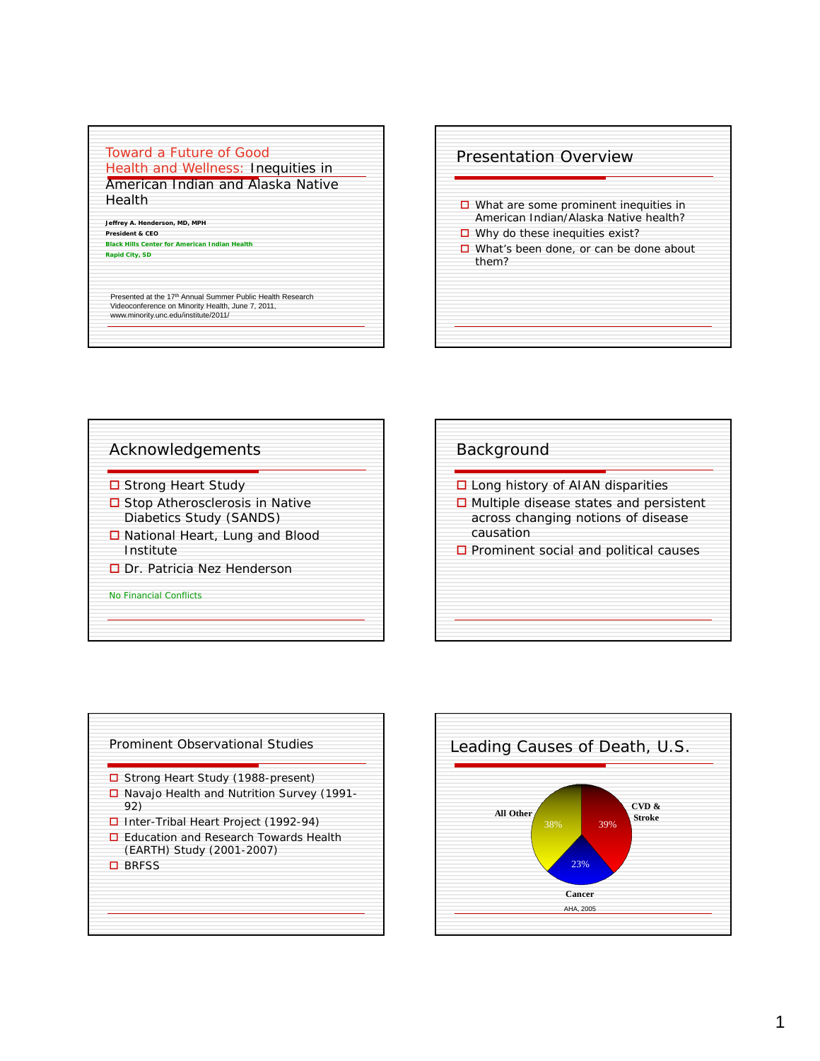# Toward a Future of Good Health and Wellness: Inequities in American Indian and Alaska Native Health

**Jeffrey A. Henderson, MD, MPH**
**President & CEO**
**Black Hills Center for American Indian Health**
**Rapid City, SD**

Presented at the 17th Annual Summer Public Health Research Videoconference on Minority Health, June 7, 2011, www.minority.unc.edu/institute/2011/

## Presentation Overview

- What are some prominent inequities in American Indian/Alaska Native health?
- Why do these inequities exist?
- What's been done, or can be done about them?

## Acknowledgements

- Strong Heart Study
- Stop Atherosclerosis in Native Diabetics Study (SANDS)
- National Heart, Lung and Blood Institute
- Dr. Patricia Nez Henderson

No Financial Conflicts

## Background

- Long history of AIAN disparities
- Multiple disease states and persistent across changing notions of disease causation
- Prominent social and political causes

## Prominent Observational Studies

- Strong Heart Study (1988-present)
- Navajo Health and Nutrition Survey (1991-92)
- Inter-Tribal Heart Project (1992-94)
- Education and Research Towards Health (EARTH) Study (2001-2007)
- BRFSS

## Leading Causes of Death, U.S.

| Cause | Percent |
|---|---|
| CVD & Stroke | 39% |
| Cancer | 23% |
| All Other | 38% |

AHA, 2005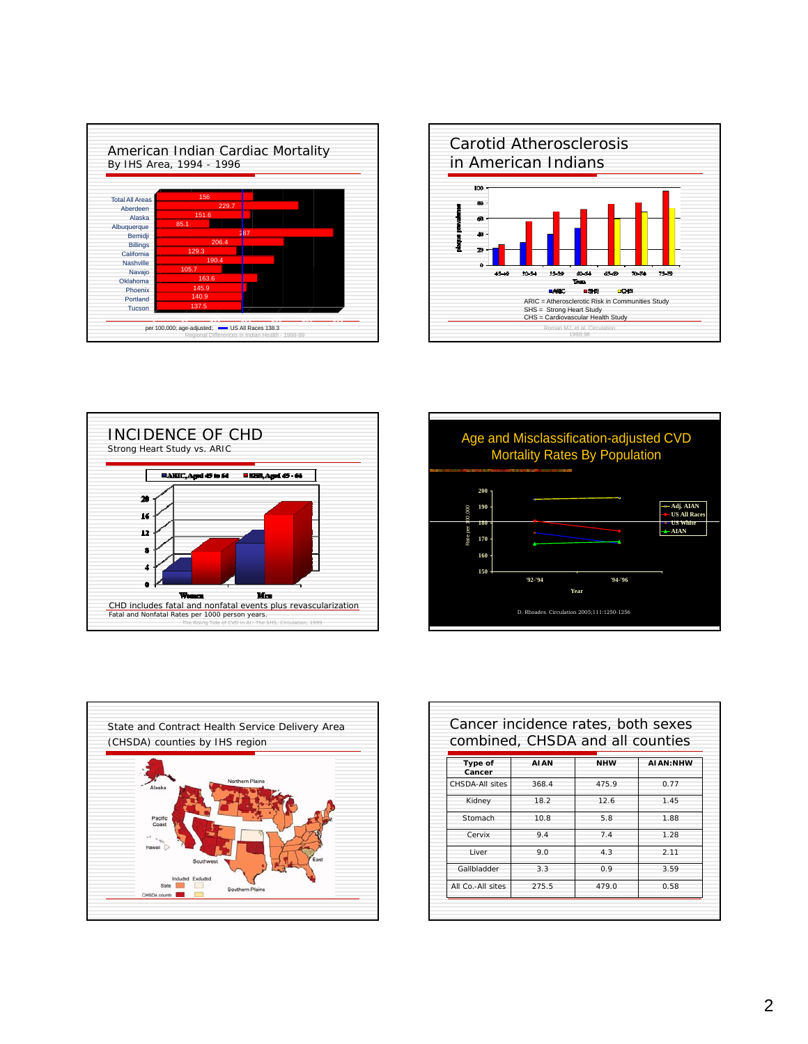## American Indian Cardiac Mortality

By IHS Area, 1994 - 1996

| Area | Rate |
|---|---|
| Total All Areas | 156 |
| Aberdeen | 229.7 |
| Alaska | 151.6 |
| Albuquerque | 85.1 |
| Bemidji | 287 |
| Billings | 206.4 |
| California | 129.3 |
| Nashville | 190.4 |
| Navajo | 105.7 |
| Oklahoma | 163.6 |
| Phoenix | 145.9 |
| Portland | 140.9 |
| Tucson | 137.5 |

per 100,000; age-adjusted; US All Races 138.3

Regional Differences in Indian Health - 1998-99

## Carotid Atherosclerosis in American Indians

ARIC = Atherosclerotic Risk in Communities Study

SHS = Strong Heart Study

CHS = Cardiovascular Health Study

Roman MJ, et al. Circulation 1998;98

## INCIDENCE OF CHD

Strong Heart Study vs. ARIC

ARIC, Aged 45 to 64 | SHS, Aged 45 - 64

CHD includes fatal and nonfatal events plus revascularization

Fatal and Nonfatal Rates per 1000 person years.

The Rising Tide of CVD in AI - The SHS, Circulation, 1999

## Age and Misclassification-adjusted CVD Mortality Rates By Population

Adj. AIAN | US All Races | US White | AIAN

D. Rhoades. Circulation 2005;111:1250-1256

## State and Contract Health Service Delivery Area (CHSDA) counties by IHS region

## Cancer incidence rates, both sexes combined, CHSDA and all counties

| Type of Cancer | AIAN | NHW | AIAN:NHW |
|---|---|---|---|
| CHSDA-All sites | 368.4 | 475.9 | 0.77 |
| Kidney | 18.2 | 12.6 | 1.45 |
| Stomach | 10.8 | 5.8 | 1.88 |
| Cervix | 9.4 | 7.4 | 1.28 |
| Liver | 9.0 | 4.3 | 2.11 |
| Gallbladder | 3.3 | 0.9 | 3.59 |
| All Co.-All sites | 275.5 | 479.0 | 0.58 |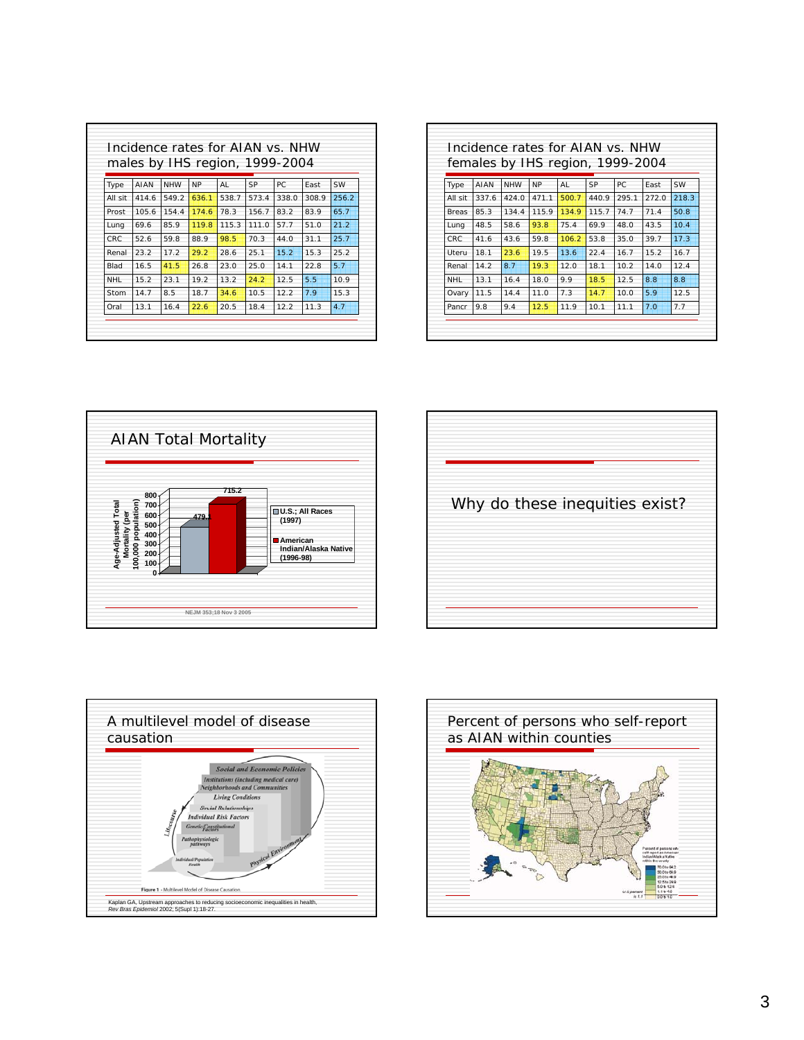## Incidence rates for AIAN vs. NHW males by IHS region, 1999-2004

| Type | AIAN | NHW | NP | AL | SP | PC | East | SW |
|---|---|---|---|---|---|---|---|---|
| All sit | 414.6 | 549.2 | 636.1 | 538.7 | 573.4 | 338.0 | 308.9 | 256.2 |
| Prost | 105.6 | 154.4 | 174.6 | 78.3 | 156.7 | 83.2 | 83.9 | 65.7 |
| Lung | 69.6 | 85.9 | 119.8 | 115.3 | 111.0 | 57.7 | 51.0 | 21.2 |
| CRC | 52.6 | 59.8 | 88.9 | 98.5 | 70.3 | 44.0 | 31.1 | 25.7 |
| Renal | 23.2 | 17.2 | 29.2 | 28.6 | 25.1 | 15.2 | 15.3 | 25.2 |
| Blad | 16.5 | 41.5 | 26.8 | 23.0 | 25.0 | 14.1 | 22.8 | 5.7 |
| NHL | 15.2 | 23.1 | 19.2 | 13.2 | 24.2 | 12.5 | 5.5 | 10.9 |
| Stom | 14.7 | 8.5 | 18.7 | 34.6 | 10.5 | 12.2 | 7.9 | 15.3 |
| Oral | 13.1 | 16.4 | 22.6 | 20.5 | 18.4 | 12.2 | 11.3 | 4.7 |

## Incidence rates for AIAN vs. NHW females by IHS region, 1999-2004

| Type | AIAN | NHW | NP | AL | SP | PC | East | SW |
|---|---|---|---|---|---|---|---|---|
| All sit | 337.6 | 424.0 | 471.1 | 500.7 | 440.9 | 295.1 | 272.0 | 218.3 |
| Breas | 85.3 | 134.4 | 115.9 | 134.9 | 115.7 | 74.7 | 71.4 | 50.8 |
| Lung | 48.5 | 58.6 | 93.8 | 75.4 | 69.9 | 48.0 | 43.5 | 10.4 |
| CRC | 41.6 | 43.6 | 59.8 | 106.2 | 53.8 | 35.0 | 39.7 | 17.3 |
| Uteru | 18.1 | 23.6 | 19.5 | 13.6 | 22.4 | 16.7 | 15.2 | 16.7 |
| Renal | 14.2 | 8.7 | 19.3 | 12.0 | 18.1 | 10.2 | 14.0 | 12.4 |
| NHL | 13.1 | 16.4 | 18.0 | 9.9 | 18.5 | 12.5 | 8.8 | 8.8 |
| Ovary | 11.5 | 14.4 | 11.0 | 7.3 | 14.7 | 10.0 | 5.9 | 12.5 |
| Pancr | 9.8 | 9.4 | 12.5 | 11.9 | 10.1 | 11.1 | 7.0 | 7.7 |

## AIAN Total Mortality

| | Age-Adjusted Total Mortality (per 100,000 population) |
|---|---|
| U.S.; All Races (1997) | 479.1 |
| American Indian/Alaska Native (1996-98) | 715.2 |

NEJM 353;18 Nov 3 2005

## Why do these inequities exist?

## A multilevel model of disease causation

Social and Economic Policies; Institutions (including medical care); Neighborhoods and Communities; Living Conditions; Social Relationships; Individual Risk Factors; Genetic/Constitutional Factors; Pathophysiologic pathways; Individual/Population Health; Lifecourse; Physical Environment

Figure 1 - Multilevel Model of Disease Causation

Kaplan GA, Upstream approaches to reducing socioeconomic inequalities in health, *Rev Bras Epidemiol* 2002; 5(Supl 1):18-27.

## Percent of persons who self-report as AIAN within counties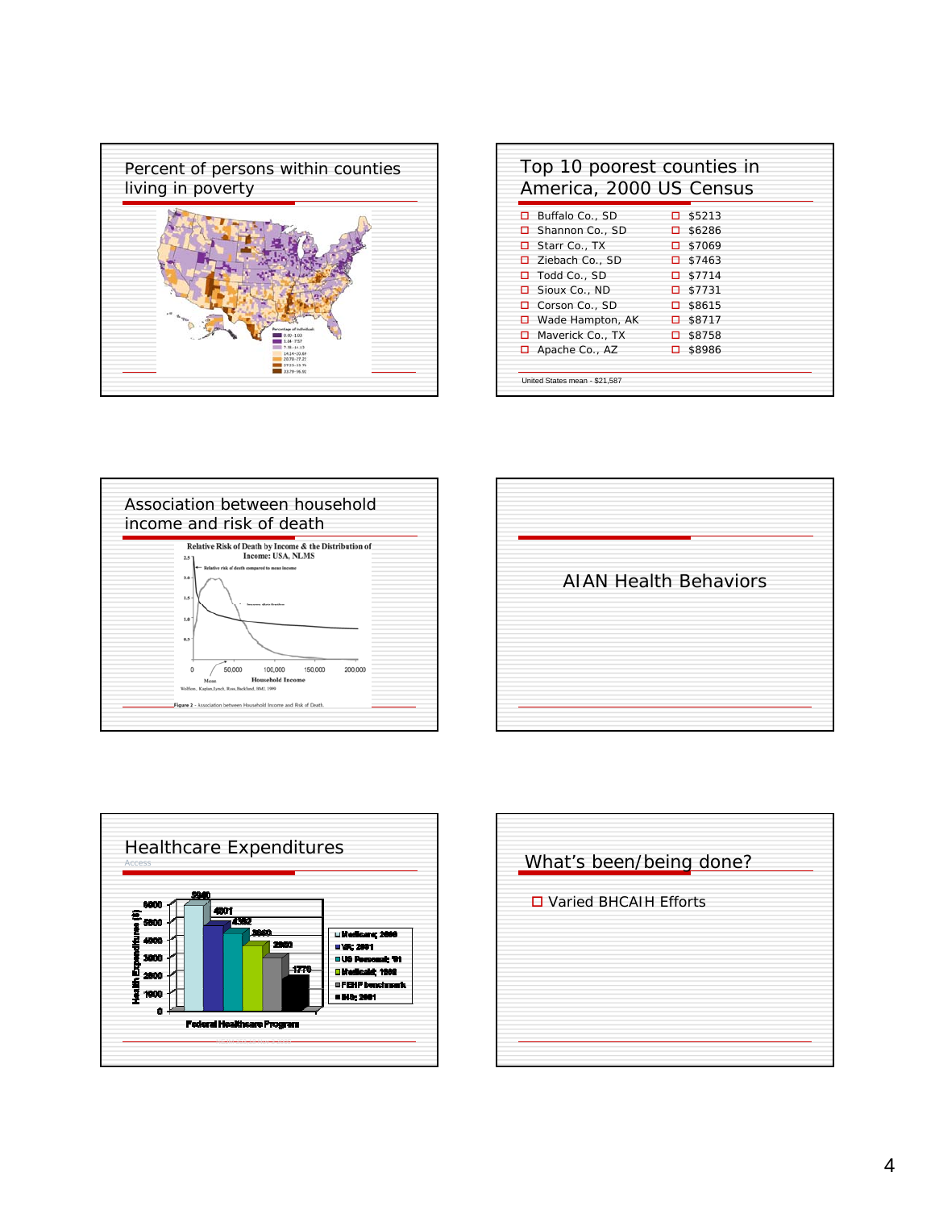## Percent of persons within counties living in poverty

## Top 10 poorest counties in America, 2000 US Census

| County | Income |
|---|---|
| Buffalo Co., SD | $5213 |
| Shannon Co., SD | $6286 |
| Starr Co., TX | $7069 |
| Ziebach Co., SD | $7463 |
| Todd Co., SD | $7714 |
| Sioux Co., ND | $7731 |
| Corson Co., SD | $8615 |
| Wade Hampton, AK | $8717 |
| Maverick Co., TX | $8758 |
| Apache Co., AZ | $8986 |

United States mean - $21,587

## Association between household income and risk of death

Relative Risk of Death by Income & the Distribution of Income: USA, NLMS

Figure 2 - Association between Household Income and Risk of Death.

## AIAN Health Behaviors

## Healthcare Expenditures

Access

| Federal Healthcare Program | Health Expenditures ($) |
|---|---|
| Medicare; 2000 | 5940 |
| VA; 2001 | 4801 |
| US Personal; '01 | 4352 |
| Medicaid; 1998 | 3660 |
| FEHP benchmark | 2980 |
| IHS; 2001 | 1770 |

## What's been/being done?

- Varied BHCAIH Efforts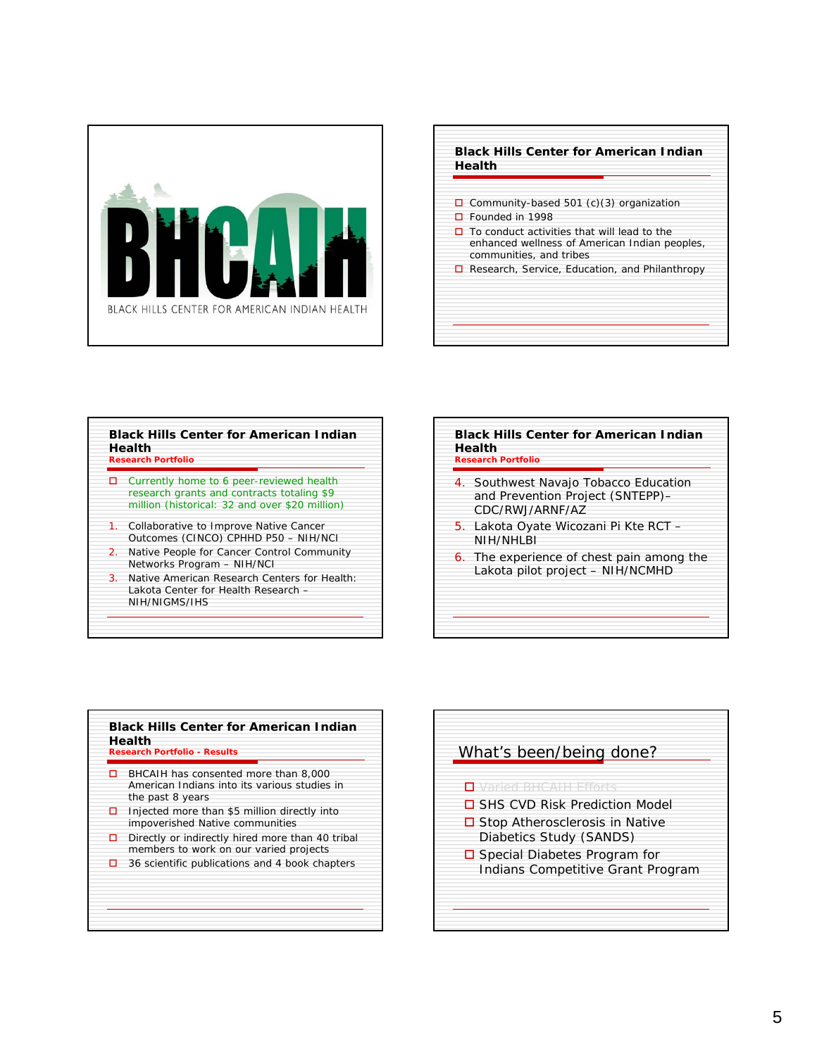BHCAIH

BLACK HILLS CENTER FOR AMERICAN INDIAN HEALTH

## Black Hills Center for American Indian Health

- Community-based 501 (c)(3) organization
- Founded in 1998
- To conduct activities that will lead to the enhanced wellness of American Indian peoples, communities, and tribes
- Research, Service, Education, and Philanthropy

## Black Hills Center for American Indian Health

### Research Portfolio

- Currently home to 6 peer-reviewed health research grants and contracts totaling $9 million (historical: 32 and over $20 million)

1. Collaborative to Improve Native Cancer Outcomes (CINCO) CPHHD P50 – NIH/NCI
2. Native People for Cancer Control Community Networks Program – NIH/NCI
3. Native American Research Centers for Health: Lakota Center for Health Research – NIH/NIGMS/IHS

## Black Hills Center for American Indian Health

### Research Portfolio

4. Southwest Navajo Tobacco Education and Prevention Project (SNTEPP)– CDC/RWJ/ARNF/AZ
5. Lakota Oyate Wicozani Pi Kte RCT – NIH/NHLBI
6. The experience of chest pain among the Lakota pilot project – NIH/NCMHD

## Black Hills Center for American Indian Health

### Research Portfolio - Results

- BHCAIH has consented more than 8,000 American Indians into its various studies in the past 8 years
- Injected more than $5 million directly into impoverished Native communities
- Directly or indirectly hired more than 40 tribal members to work on our varied projects
- 36 scientific publications and 4 book chapters

## What's been/being done?

- Varied BHCAIH Efforts
- SHS CVD Risk Prediction Model
- Stop Atherosclerosis in Native Diabetics Study (SANDS)
- Special Diabetes Program for Indians Competitive Grant Program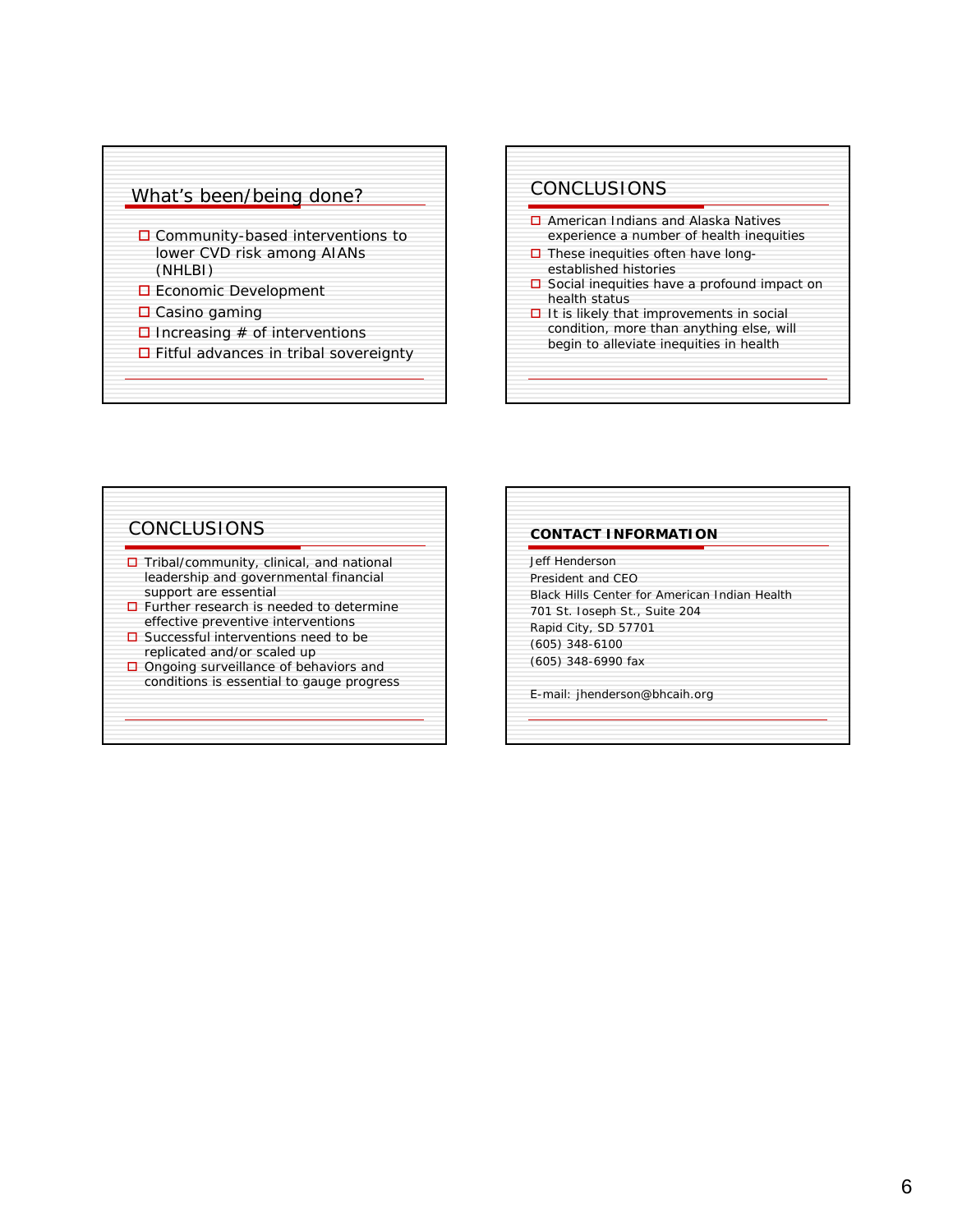## What's been/being done?

- Community-based interventions to lower CVD risk among AIANs (NHLBI)
- Economic Development
- Casino gaming
- Increasing # of interventions
- Fitful advances in tribal sovereignty

## CONCLUSIONS

- American Indians and Alaska Natives experience a number of health inequities
- These inequities often have long-established histories
- Social inequities have a profound impact on health status
- It is likely that improvements in social condition, more than anything else, will begin to alleviate inequities in health

## CONCLUSIONS

- Tribal/community, clinical, and national leadership and governmental financial support are essential
- Further research is needed to determine effective preventive interventions
- Successful interventions need to be replicated and/or scaled up
- Ongoing surveillance of behaviors and conditions is essential to gauge progress

## CONTACT INFORMATION

Jeff Henderson
President and CEO
Black Hills Center for American Indian Health
701 St. Joseph St., Suite 204
Rapid City, SD 57701
(605) 348-6100
(605) 348-6990 fax

E-mail: jhenderson@bhcaih.org